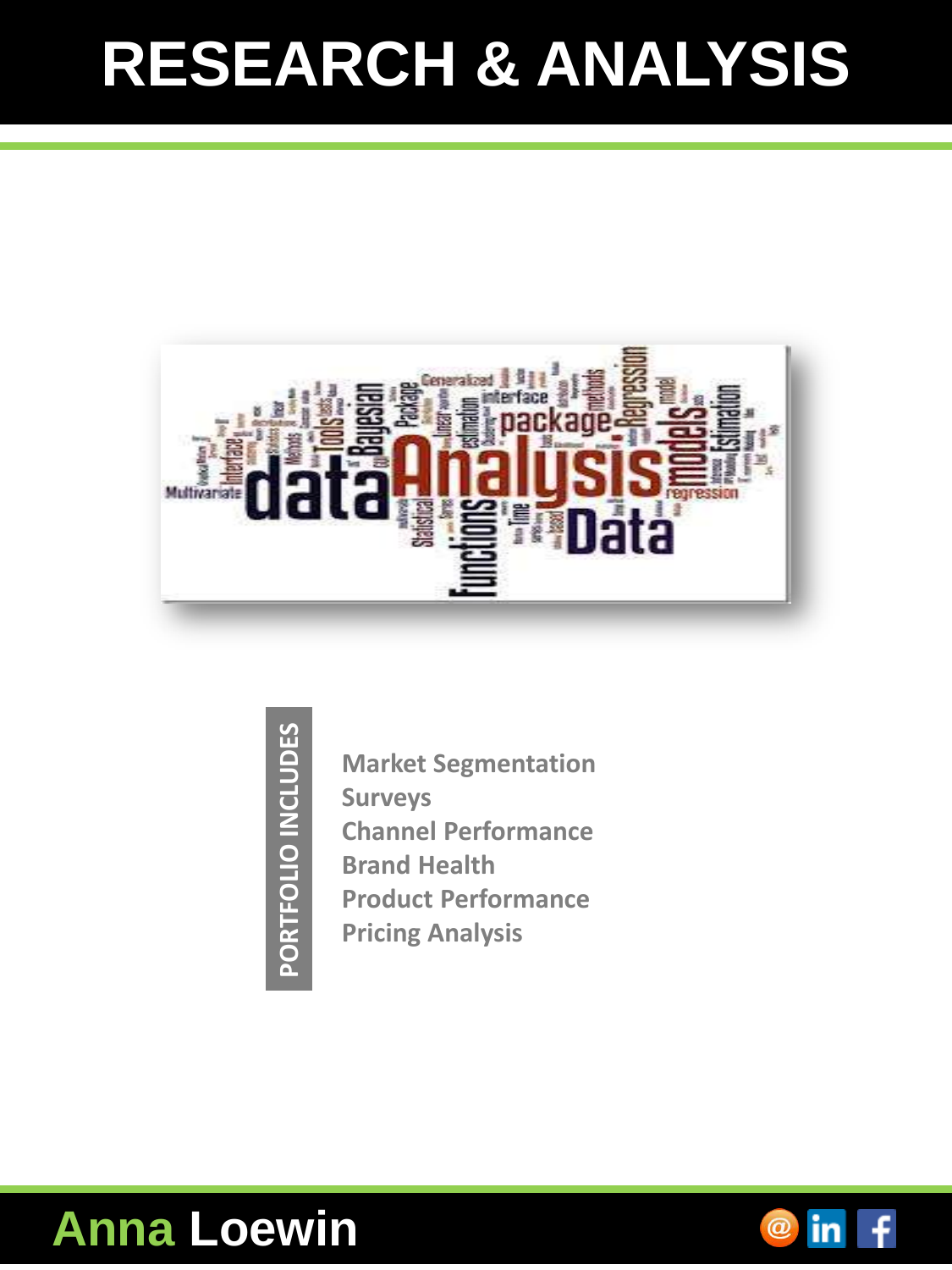# RESEARCH & ANALYSIS

**PORTFOLIO INCLUDES**

- Market Segmentation
- Surveys
- Channel Performance
- Brand Health
- Product Performance
- Pricing Analysis

**Anna Loewin**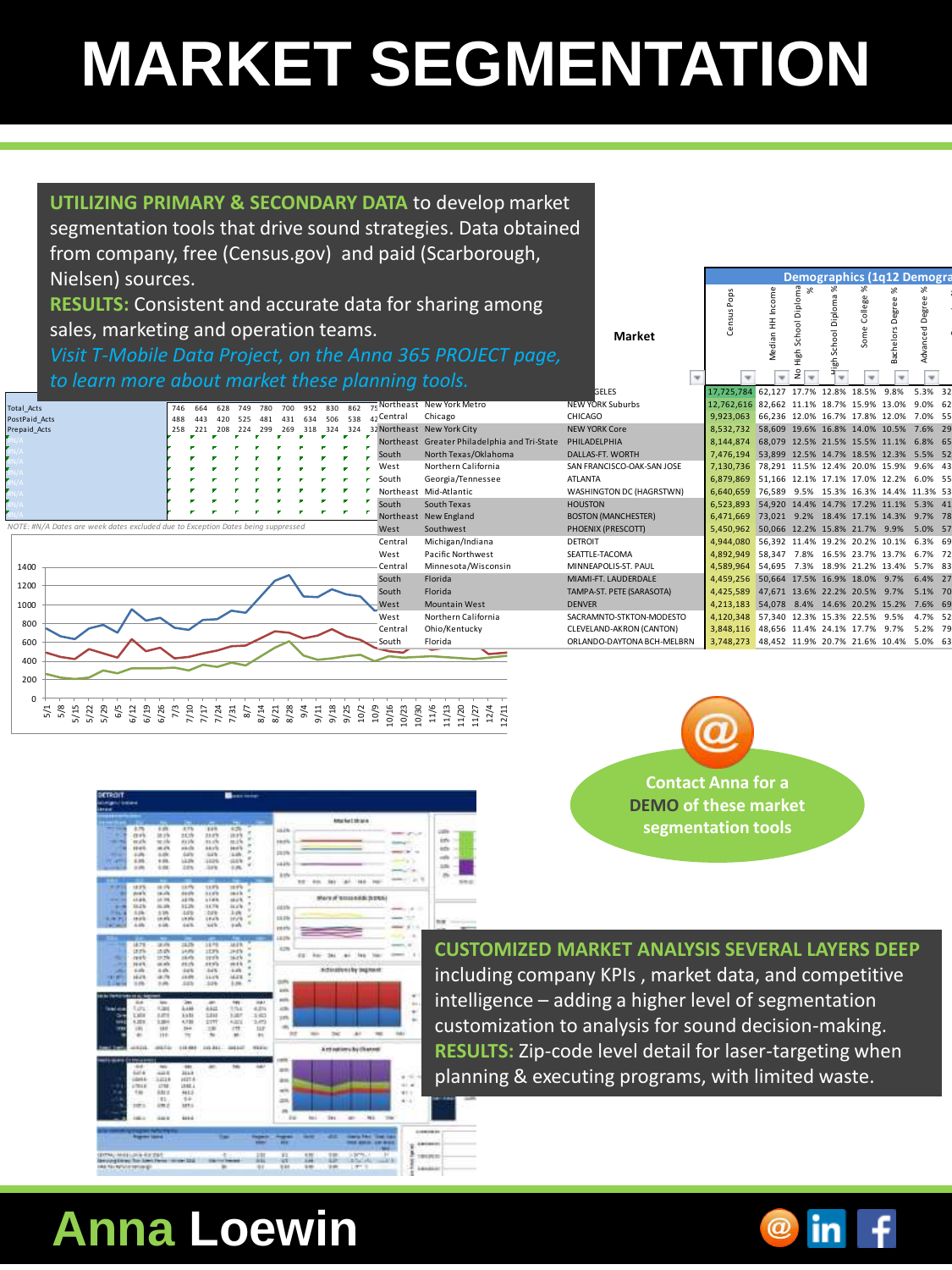# MARKET SEGMENTATION

**UTILIZING PRIMARY & SECONDARY DATA** to develop market segmentation tools that drive sound strategies. Data obtained from company, free (Census.gov) and paid (Scarborough, Nielsen) sources.

**RESULTS:** Consistent and accurate data for sharing among sales, marketing and operation teams.

*Visit T-Mobile Data Project, on the Anna 365 PROJECT page, to learn more about market these planning tools.*

| | | Market | Census Pops | Median HH Income | No High School Diploma % | High School Diploma % | Some College % | Bachelors Degree % | Advanced Degree % |
|---|---|---|---|---|---|---|---|---|---|
| | | ...GELES | 17,725,784 | 62,127 | 17.7% | 12.8% | 18.5% | 9.8% | 5.3% |
| Northeast | New York Metro | NEW YORK Suburbs | 12,762,616 | 82,662 | 11.1% | 18.7% | 15.9% | 13.0% | 9.0% |
| Central | Chicago | CHICAGO | 9,923,063 | 66,236 | 12.0% | 16.7% | 17.8% | 12.0% | 7.0% |
| Northeast | New York City | NEW YORK Core | 8,532,732 | 58,609 | 19.6% | 16.8% | 14.0% | 10.5% | 7.6% |
| Northeast | Greater Philadelphia and Tri-State | PHILADELPHIA | 8,144,874 | 68,079 | 12.5% | 21.5% | 15.5% | 11.1% | 6.8% |
| South | North Texas/Oklahoma | DALLAS-FT. WORTH | 7,476,194 | 53,899 | 12.5% | 14.7% | 18.5% | 12.3% | 5.5% |
| West | Northern California | SAN FRANCISCO-OAK-SAN JOSE | 7,130,736 | 78,291 | 11.5% | 12.4% | 20.0% | 15.9% | 9.6% |
| South | Georgia/Tennessee | ATLANTA | 6,879,869 | 51,166 | 12.1% | 17.1% | 17.0% | 12.2% | 6.0% |
| Northeast | Mid-Atlantic | WASHINGTON DC (HAGRSTWN) | 6,640,659 | 76,589 | 9.5% | 15.3% | 16.3% | 14.4% | 11.3% |
| South | South Texas | HOUSTON | 6,523,893 | 54,920 | 14.4% | 14.7% | 17.2% | 11.1% | 5.3% |
| Northeast | New England | BOSTON (MANCHESTER) | 6,471,669 | 73,021 | 9.2% | 18.4% | 17.1% | 14.3% | 9.7% |
| West | Southwest | PHOENIX (PRESCOTT) | 5,450,962 | 50,066 | 12.2% | 15.8% | 21.7% | 9.9% | 5.0% |
| Central | Michigan/Indiana | DETROIT | 4,944,080 | 56,392 | 11.4% | 19.2% | 20.2% | 10.1% | 6.3% |
| West | Pacific Northwest | SEATTLE-TACOMA | 4,892,949 | 58,347 | 7.8% | 16.5% | 23.7% | 13.7% | 6.7% |
| Central | Minnesota/Wisconsin | MINNEAPOLIS-ST. PAUL | 4,589,964 | 54,695 | 7.3% | 18.9% | 21.2% | 13.4% | 5.7% |
| South | Florida | MIAMI-FT. LAUDERDALE | 4,459,256 | 50,664 | 17.5% | 16.9% | 18.0% | 9.7% | 6.4% |
| South | Florida | TAMPA-ST. PETE (SARASOTA) | 4,425,589 | 47,671 | 13.6% | 22.2% | 20.5% | 9.7% | 5.1% |
| West | Mountain West | DENVER | 4,213,183 | 54,078 | 8.4% | 14.6% | 20.2% | 15.2% | 7.6% |
| West | Northern California | SACRAMNTO-STKTON-MODESTO | 4,120,348 | 57,340 | 12.3% | 15.3% | 22.5% | 9.5% | 4.7% |
| Central | Ohio/Kentucky | CLEVELAND-AKRON (CANTON) | 3,848,116 | 48,656 | 11.4% | 24.1% | 17.7% | 9.7% | 5.2% |
| South | Florida | ORLANDO-DAYTONA BCH-MELBRN | 3,748,273 | 48,452 | 11.9% | 20.7% | 21.6% | 10.4% | 5.0% |

| | | | | | | | | | | | |
|---|---|---|---|---|---|---|---|---|---|---|---|
| Total_Acts | 746 | 664 | 628 | 749 | 780 | 700 | 952 | 830 | 862 | 75 |
| PostPaid_Acts | 488 | 443 | 420 | 525 | 481 | 431 | 634 | 506 | 538 | 42 |
| Prepaid_Acts | 258 | 221 | 208 | 224 | 299 | 269 | 318 | 324 | 324 | 32 |

NOTE: #N/A Dates are week dates excluded due to Exception Dates being suppressed

**Contact Anna for a DEMO of these market segmentation tools**

**CUSTOMIZED MARKET ANALYSIS SEVERAL LAYERS DEEP** including company KPIs , market data, and competitive intelligence – adding a higher level of segmentation customization to analysis for sound decision-making.

**RESULTS:** Zip-code level detail for laser-targeting when planning & executing programs, with limited waste.

# Anna Loewin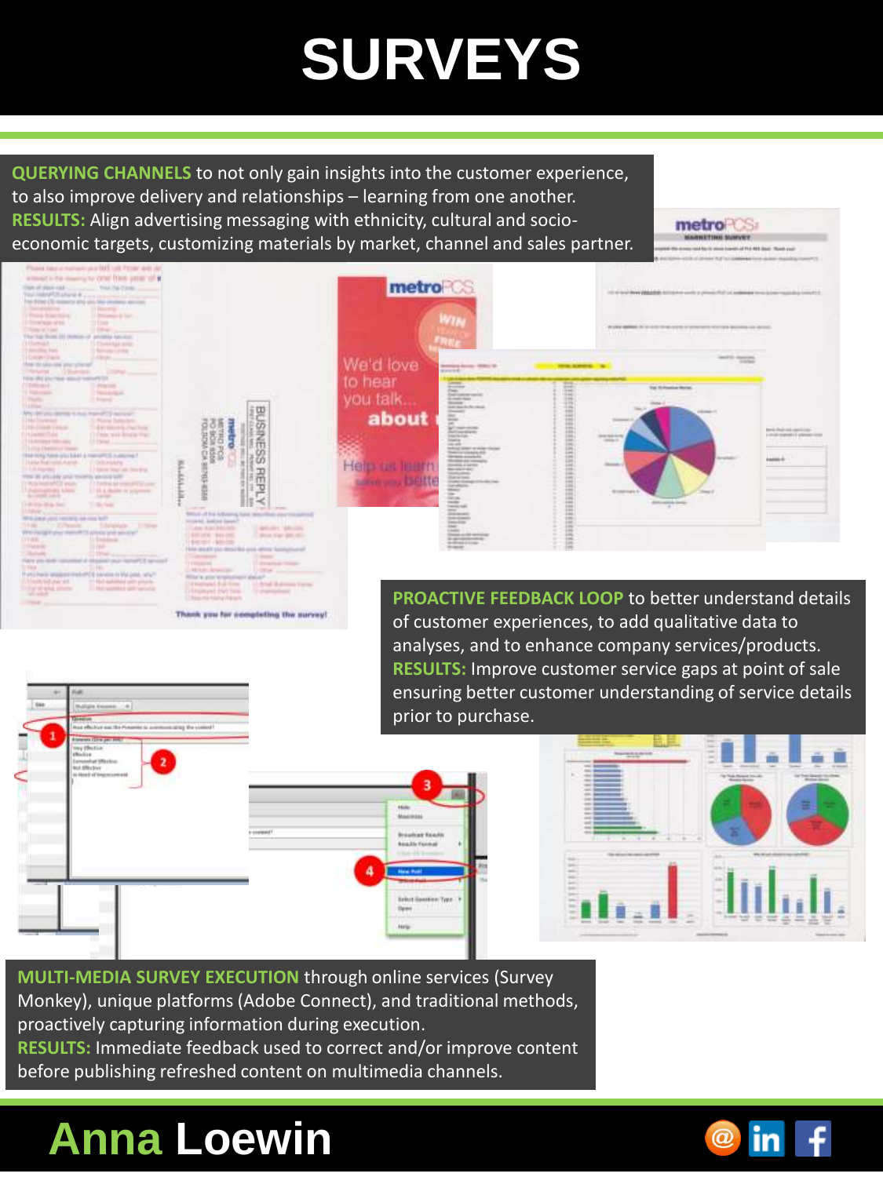# SURVEYS

**QUERYING CHANNELS** to not only gain insights into the customer experience, to also improve delivery and relationships – learning from one another.
**RESULTS:** Align advertising messaging with ethnicity, cultural and socio-economic targets, customizing materials by market, channel and sales partner.

**PROACTIVE FEEDBACK LOOP** to better understand details of customer experiences, to add qualitative data to analyses, and to enhance company services/products.
**RESULTS:** Improve customer service gaps at point of sale ensuring better customer understanding of service details prior to purchase.

**MULTI-MEDIA SURVEY EXECUTION** through online services (Survey Monkey), unique platforms (Adobe Connect), and traditional methods, proactively capturing information during execution.
**RESULTS:** Immediate feedback used to correct and/or improve content before publishing refreshed content on multimedia channels.

**Anna Loewin**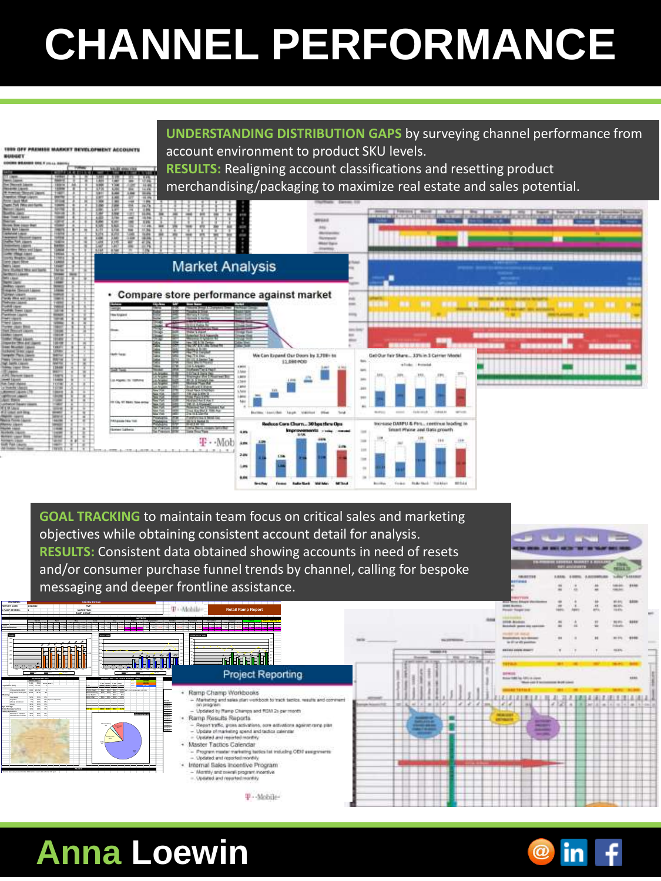# CHANNEL PERFORMANCE

**UNDERSTANDING DISTRIBUTION GAPS** by surveying channel performance from account environment to product SKU levels.
**RESULTS:** Realigning account classifications and resetting product merchandising/packaging to maximize real estate and sales potential.

**GOAL TRACKING** to maintain team focus on critical sales and marketing objectives while obtaining consistent account detail for analysis.
**RESULTS:** Consistent data obtained showing accounts in need of resets and/or consumer purchase funnel trends by channel, calling for bespoke messaging and deeper frontline assistance.

## Anna Loewin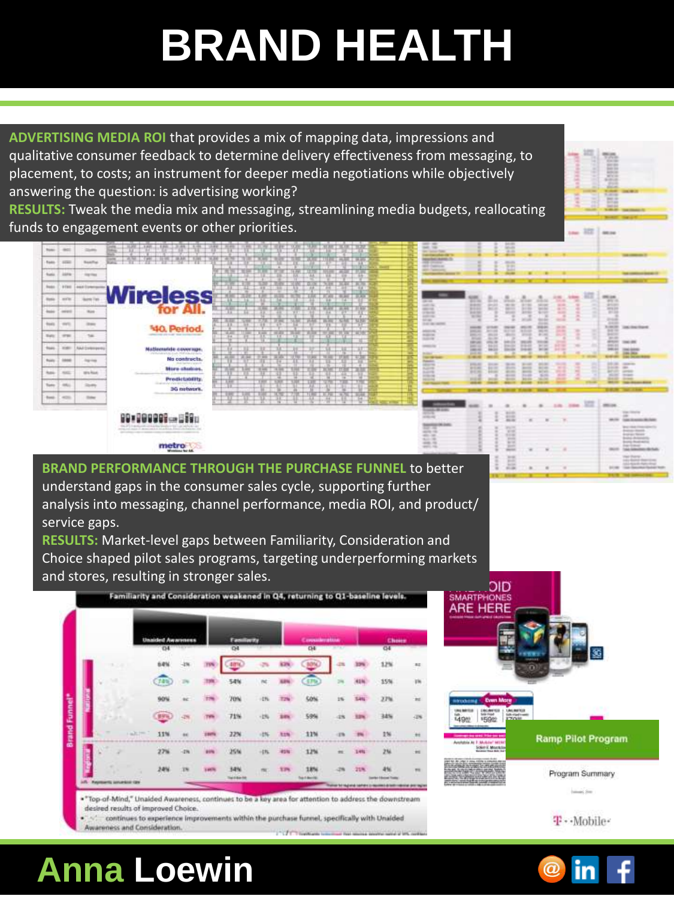# BRAND HEALTH

**ADVERTISING MEDIA ROI** that provides a mix of mapping data, impressions and qualitative consumer feedback to determine delivery effectiveness from messaging, to placement, to costs; an instrument for deeper media negotiations while objectively answering the question: is advertising working?

**RESULTS:** Tweak the media mix and messaging, streamlining media budgets, reallocating funds to engagement events or other priorities.

**BRAND PERFORMANCE THROUGH THE PURCHASE FUNNEL** to better understand gaps in the consumer sales cycle, supporting further analysis into messaging, channel performance, media ROI, and product/service gaps.

**RESULTS:** Market-level gaps between Familiarity, Consideration and Choice shaped pilot sales programs, targeting underperforming markets and stores, resulting in stronger sales.

Anna Loewin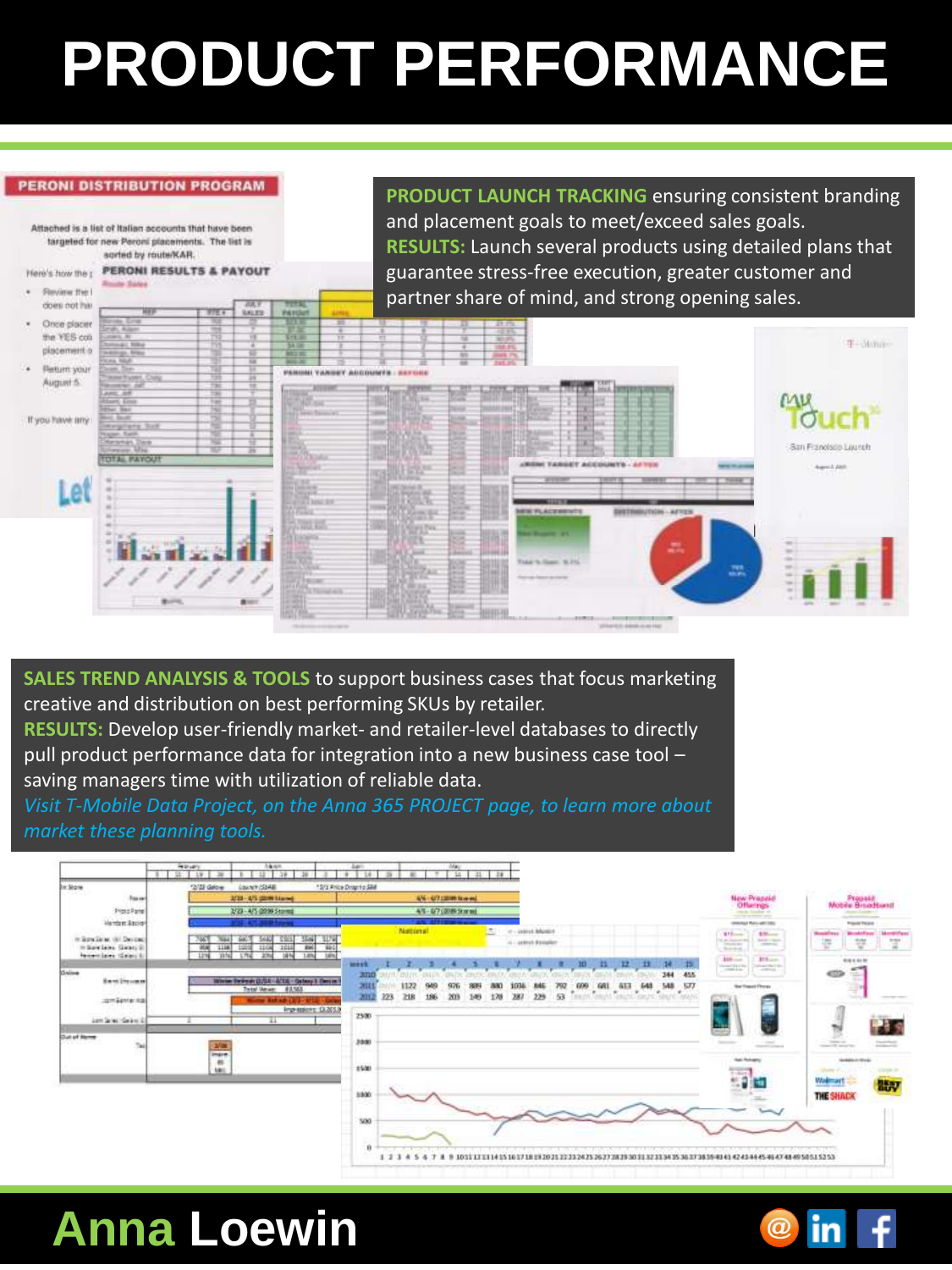# PRODUCT PERFORMANCE

**PRODUCT LAUNCH TRACKING** ensuring consistent branding and placement goals to meet/exceed sales goals.
**RESULTS:** Launch several products using detailed plans that guarantee stress-free execution, greater customer and partner share of mind, and strong opening sales.

**SALES TREND ANALYSIS & TOOLS** to support business cases that focus marketing creative and distribution on best performing SKUs by retailer.
**RESULTS:** Develop user-friendly market- and retailer-level databases to directly pull product performance data for integration into a new business case tool – saving managers time with utilization of reliable data.
*Visit T-Mobile Data Project, on the Anna 365 PROJECT page, to learn more about market these planning tools.*

**Anna Loewin**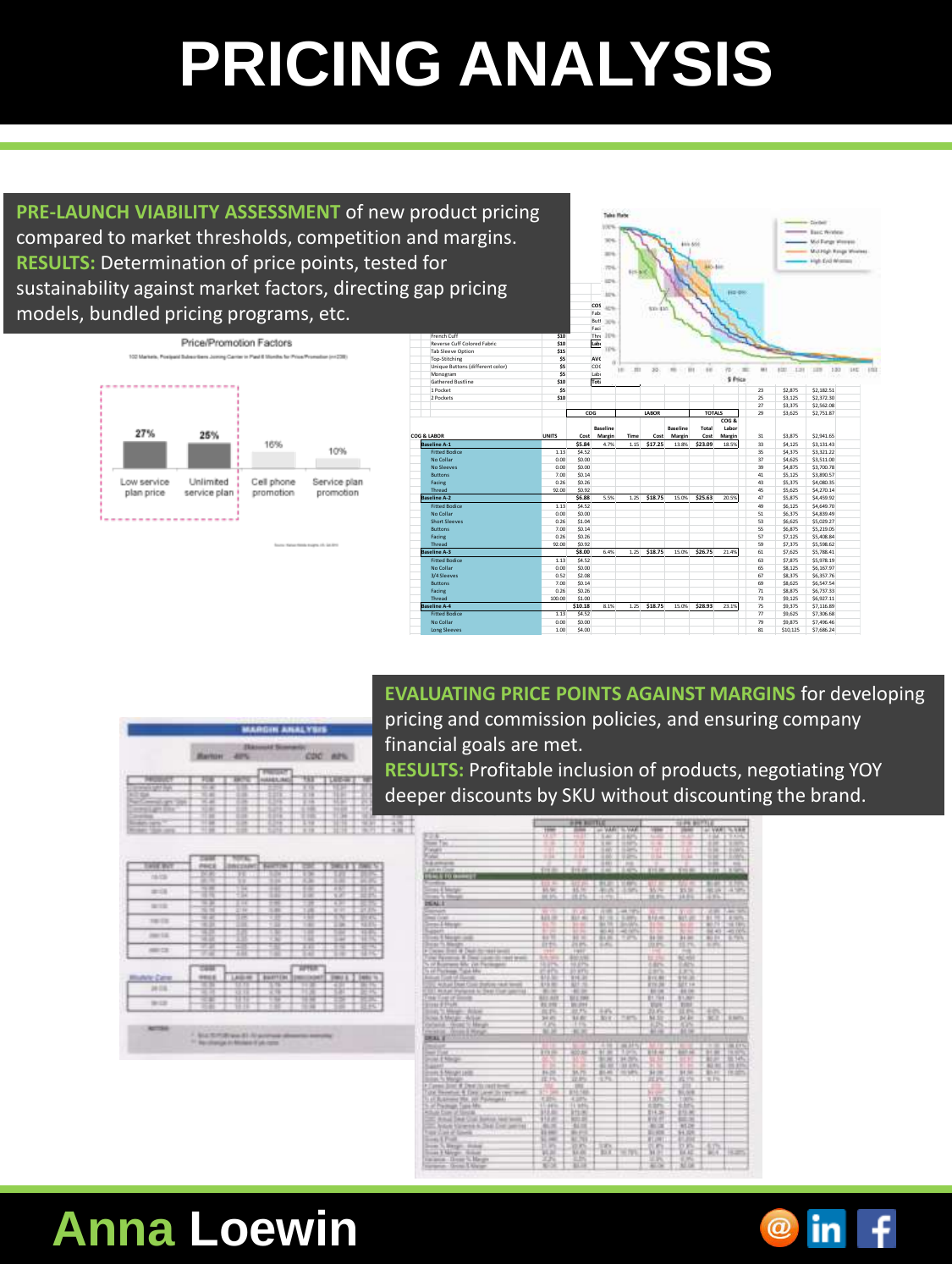# PRICING ANALYSIS

**PRE-LAUNCH VIABILITY ASSESSMENT** of new product pricing compared to market thresholds, competition and margins.
**RESULTS:** Determination of price points, tested for sustainability against market factors, directing gap pricing models, bundled pricing programs, etc.

Price/Promotion Factors

27%
Low service plan price

25%
Unlimited service plan

16%
Cell phone promotion

10%
Service plan promotion

Take Rate

$ Price

**EVALUATING PRICE POINTS AGAINST MARGINS** for developing pricing and commission policies, and ensuring company financial goals are met.
**RESULTS:** Profitable inclusion of products, negotiating YOY deeper discounts by SKU without discounting the brand.

MARGIN ANALYSIS

## Anna Loewin